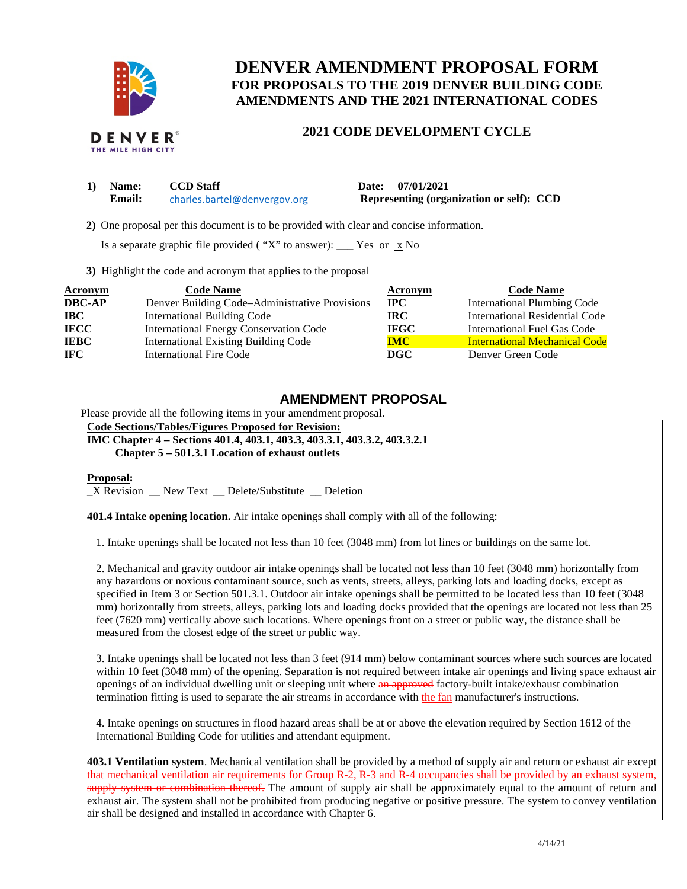# DENVER AMENDMENT PROPOSAL FORM

## FOR PROPOSALS TO THE 2019 DENVER BUILDING CODE AMENDMENTS AND THE 2021 INTERNATIONAL CODES

### 2021 CODE DEVELOPMENT CYCLE

**1) Name:** **CCD Staff** **Date: 07/01/2021**
**Email:** charles.bartel@denvergov.org **Representing (organization or self): CCD**

**2)** One proposal per this document is to be provided with clear and concise information.

Is a separate graphic file provided ( "X" to answer): ___ Yes or x No

**3)** Highlight the code and acronym that applies to the proposal

| Acronym | Code Name | Acronym | Code Name |
|---|---|---|---|
| **DBC-AP** | Denver Building Code–Administrative Provisions | **IPC** | International Plumbing Code |
| **IBC** | International Building Code | **IRC** | International Residential Code |
| **IECC** | International Energy Conservation Code | **IFGC** | International Fuel Gas Code |
| **IEBC** | International Existing Building Code | **IMC** | International Mechanical Code |
| **IFC** | International Fire Code | **DGC** | Denver Green Code |

## AMENDMENT PROPOSAL

Please provide all the following items in your amendment proposal.

**Code Sections/Tables/Figures Proposed for Revision:**
**IMC Chapter 4 – Sections 401.4, 403.1, 403.3, 403.3.1, 403.3.2, 403.3.2.1**
**Chapter 5 – 501.3.1 Location of exhaust outlets**

**Proposal:**
_X Revision __ New Text __ Delete/Substitute __ Deletion

**401.4 Intake opening location.** Air intake openings shall comply with all of the following:

1. Intake openings shall be located not less than 10 feet (3048 mm) from lot lines or buildings on the same lot.

2. Mechanical and gravity outdoor air intake openings shall be located not less than 10 feet (3048 mm) horizontally from any hazardous or noxious contaminant source, such as vents, streets, alleys, parking lots and loading docks, except as specified in Item 3 or Section 501.3.1. Outdoor air intake openings shall be permitted to be located less than 10 feet (3048 mm) horizontally from streets, alleys, parking lots and loading docks provided that the openings are located not less than 25 feet (7620 mm) vertically above such locations. Where openings front on a street or public way, the distance shall be measured from the closest edge of the street or public way.

3. Intake openings shall be located not less than 3 feet (914 mm) below contaminant sources where such sources are located within 10 feet (3048 mm) of the opening. Separation is not required between intake air openings and living space exhaust air openings of an individual dwelling unit or sleeping unit where ~~an approved~~ factory-built intake/exhaust combination termination fitting is used to separate the air streams in accordance with the fan manufacturer's instructions.

4. Intake openings on structures in flood hazard areas shall be at or above the elevation required by Section 1612 of the International Building Code for utilities and attendant equipment.

**403.1 Ventilation system**. Mechanical ventilation shall be provided by a method of supply air and return or exhaust air ~~except that mechanical ventilation air requirements for Group R-2, R-3 and R-4 occupancies shall be provided by an exhaust system, supply system or combination thereof.~~ The amount of supply air shall be approximately equal to the amount of return and exhaust air. The system shall not be prohibited from producing negative or positive pressure. The system to convey ventilation air shall be designed and installed in accordance with Chapter 6.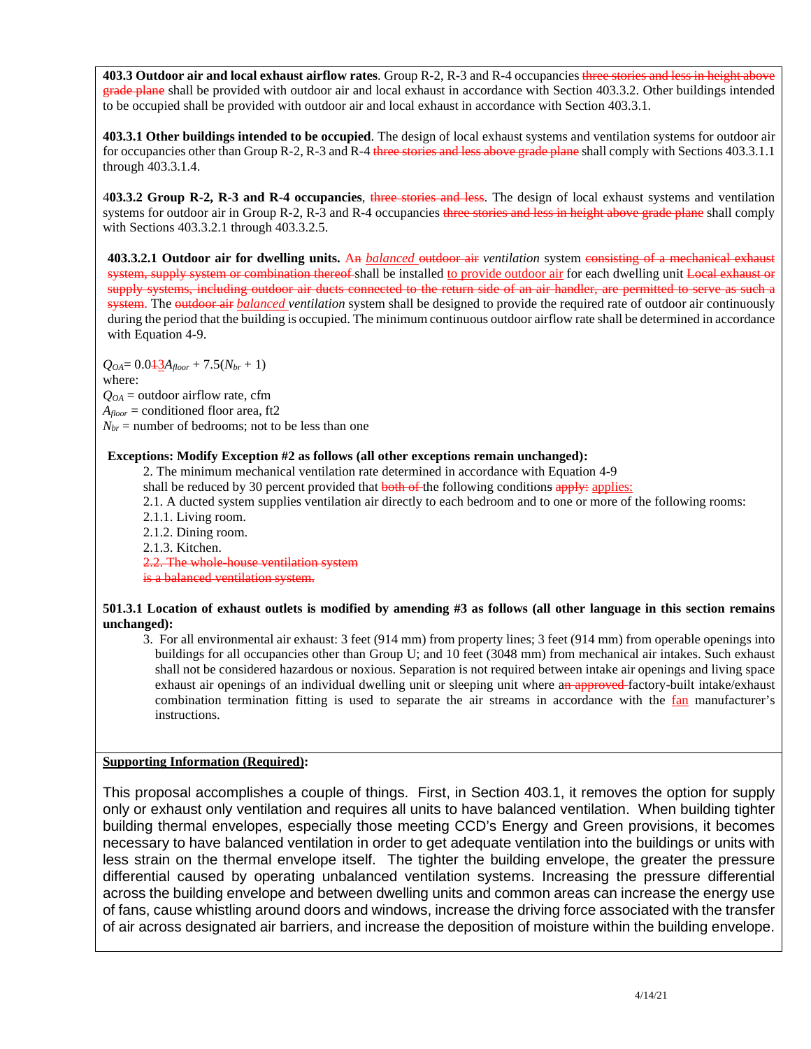**403.3 Outdoor air and local exhaust airflow rates**. Group R-2, R-3 and R-4 occupancies ~~three stories and less in height above grade plane~~ shall be provided with outdoor air and local exhaust in accordance with Section 403.3.2. Other buildings intended to be occupied shall be provided with outdoor air and local exhaust in accordance with Section 403.3.1.

**403.3.1 Other buildings intended to be occupied**. The design of local exhaust systems and ventilation systems for outdoor air for occupancies other than Group R-2, R-3 and R-4 ~~three stories and less above grade plane~~ shall comply with Sections 403.3.1.1 through 403.3.1.4.

**403.3.2 Group R-2, R-3 and R-4 occupancies**, ~~three stories and less~~. The design of local exhaust systems and ventilation systems for outdoor air in Group R-2, R-3 and R-4 occupancies ~~three stories and less in height above grade plane~~ shall comply with Sections 403.3.2.1 through 403.3.2.5.

**403.3.2.1 Outdoor air for dwelling units.** A~~n~~ <u>*balanced*</u> ~~outdoor air~~ *ventilation* system ~~consisting of a mechanical exhaust system, supply system or combination thereof~~ shall be installed <u>to provide outdoor air</u> for each dwelling unit ~~Local exhaust or supply systems, including outdoor air ducts connected to the return side of an air handler, are permitted to serve as such a system~~. The ~~outdoor air~~ <u>*balanced*</u> *ventilation* system shall be designed to provide the required rate of outdoor air continuously during the period that the building is occupied. The minimum continuous outdoor airflow rate shall be determined in accordance with Equation 4-9.

$Q_{OA}$= 0.0~~1~~<u>3</u>$A_{floor}$ + 7.5($N_{br}$ + 1)
where:
$Q_{OA}$ = outdoor airflow rate, cfm
$A_{floor}$ = conditioned floor area, ft2
$N_{br}$ = number of bedrooms; not to be less than one

**Exceptions: Modify Exception #2 as follows (all other exceptions remain unchanged):**

2. The minimum mechanical ventilation rate determined in accordance with Equation 4-9 shall be reduced by 30 percent provided that ~~both of~~ the following conditions ~~apply:~~ <u>applies:</u>
   2.1. A ducted system supplies ventilation air directly to each bedroom and to one or more of the following rooms:
   2.1.1. Living room.
   2.1.2. Dining room.
   2.1.3. Kitchen.
   ~~2.2. The whole-house ventilation system is a balanced ventilation system.~~

**501.3.1 Location of exhaust outlets is modified by amending #3 as follows (all other language in this section remains unchanged):**

3. For all environmental air exhaust: 3 feet (914 mm) from property lines; 3 feet (914 mm) from operable openings into buildings for all occupancies other than Group U; and 10 feet (3048 mm) from mechanical air intakes. Such exhaust shall not be considered hazardous or noxious. Separation is not required between intake air openings and living space exhaust air openings of an individual dwelling unit or sleeping unit where a~~n approved~~ factory-built intake/exhaust combination termination fitting is used to separate the air streams in accordance with the <u>fan</u> manufacturer's instructions.

**<u>Supporting Information (Required)</u>:**

This proposal accomplishes a couple of things. First, in Section 403.1, it removes the option for supply only or exhaust only ventilation and requires all units to have balanced ventilation. When building tighter building thermal envelopes, especially those meeting CCD's Energy and Green provisions, it becomes necessary to have balanced ventilation in order to get adequate ventilation into the buildings or units with less strain on the thermal envelope itself. The tighter the building envelope, the greater the pressure differential caused by operating unbalanced ventilation systems. Increasing the pressure differential across the building envelope and between dwelling units and common areas can increase the energy use of fans, cause whistling around doors and windows, increase the driving force associated with the transfer of air across designated air barriers, and increase the deposition of moisture within the building envelope.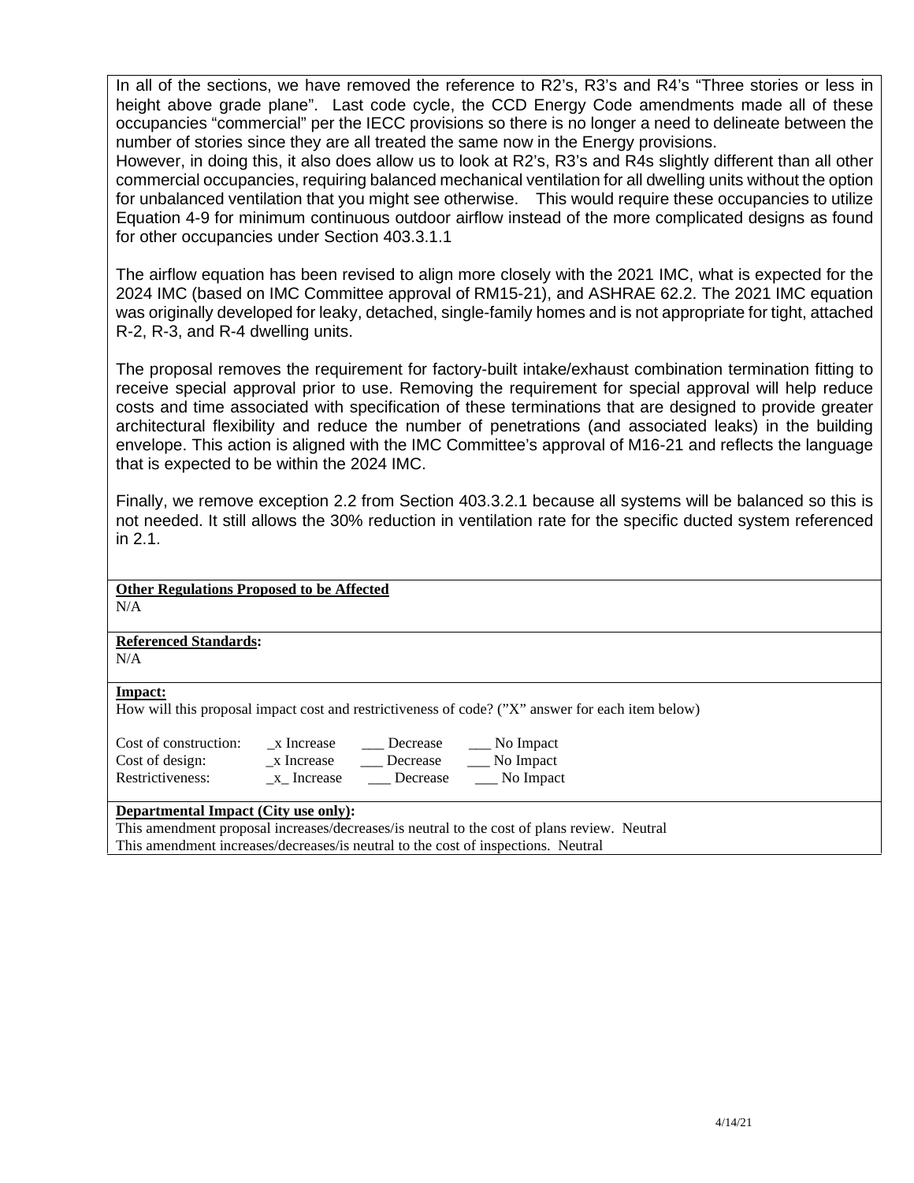In all of the sections, we have removed the reference to R2's, R3's and R4's "Three stories or less in height above grade plane". Last code cycle, the CCD Energy Code amendments made all of these occupancies "commercial" per the IECC provisions so there is no longer a need to delineate between the number of stories since they are all treated the same now in the Energy provisions.
However, in doing this, it also does allow us to look at R2's, R3's and R4s slightly different than all other commercial occupancies, requiring balanced mechanical ventilation for all dwelling units without the option for unbalanced ventilation that you might see otherwise. This would require these occupancies to utilize Equation 4-9 for minimum continuous outdoor airflow instead of the more complicated designs as found for other occupancies under Section 403.3.1.1

The airflow equation has been revised to align more closely with the 2021 IMC, what is expected for the 2024 IMC (based on IMC Committee approval of RM15-21), and ASHRAE 62.2. The 2021 IMC equation was originally developed for leaky, detached, single-family homes and is not appropriate for tight, attached R-2, R-3, and R-4 dwelling units.

The proposal removes the requirement for factory-built intake/exhaust combination termination fitting to receive special approval prior to use. Removing the requirement for special approval will help reduce costs and time associated with specification of these terminations that are designed to provide greater architectural flexibility and reduce the number of penetrations (and associated leaks) in the building envelope. This action is aligned with the IMC Committee's approval of M16-21 and reflects the language that is expected to be within the 2024 IMC.

Finally, we remove exception 2.2 from Section 403.3.2.1 because all systems will be balanced so this is not needed. It still allows the 30% reduction in ventilation rate for the specific ducted system referenced in 2.1.

**Other Regulations Proposed to be Affected**
N/A

**Referenced Standards:**
N/A

**Impact:**
How will this proposal impact cost and restrictiveness of code? ("X" answer for each item below)

| | | | |
|---|---|---|---|
| Cost of construction: | _x Increase | ___ Decrease | ___ No Impact |
| Cost of design: | _x Increase | ___ Decrease | ___ No Impact |
| Restrictiveness: | _x_ Increase | ___ Decrease | ___ No Impact |

**Departmental Impact (City use only):**
This amendment proposal increases/decreases/is neutral to the cost of plans review. Neutral
This amendment increases/decreases/is neutral to the cost of inspections. Neutral

4/14/21